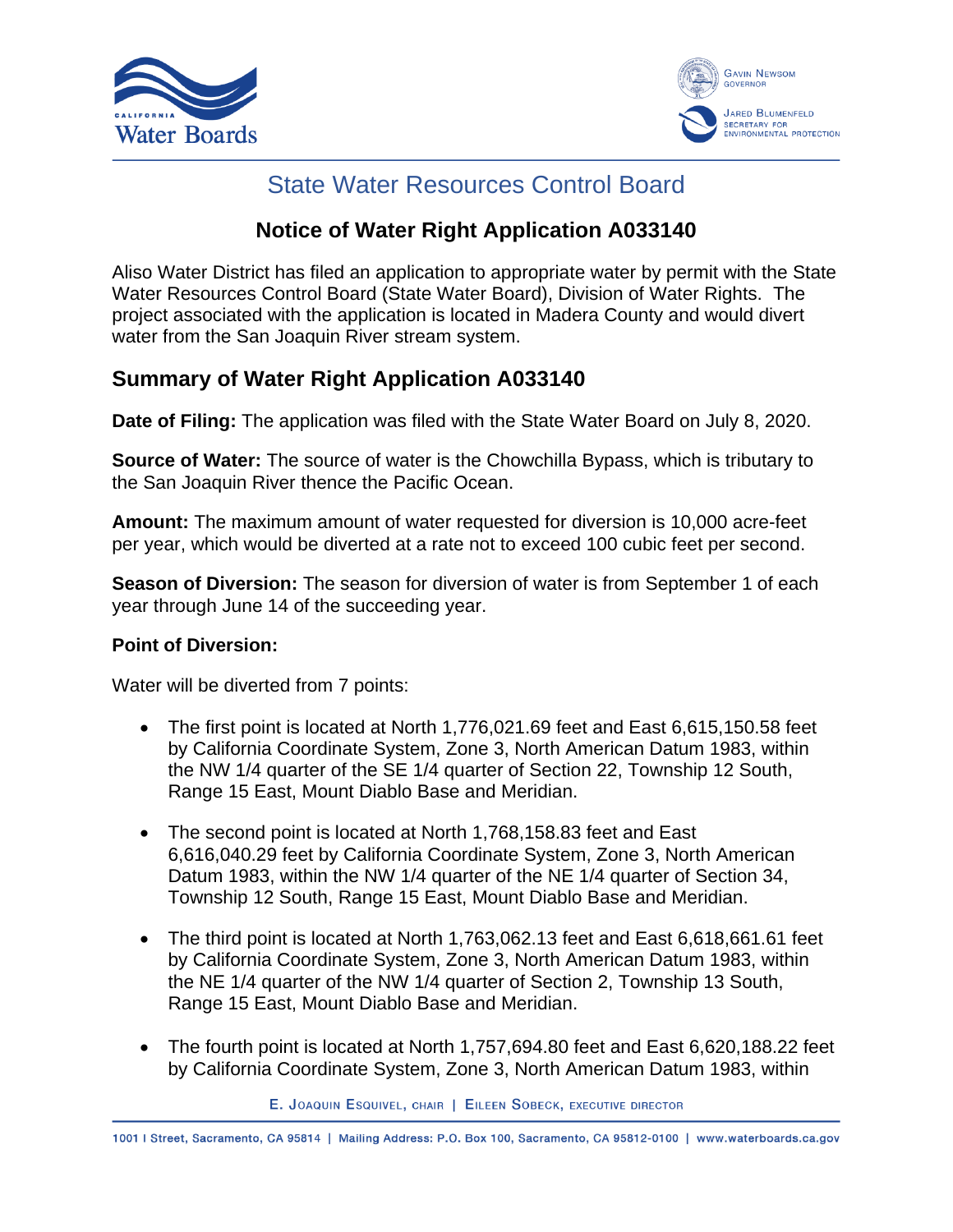# State Water Resources Control Board

## Notice of Water Right Application A033140

Aliso Water District has filed an application to appropriate water by permit with the State Water Resources Control Board (State Water Board), Division of Water Rights. The project associated with the application is located in Madera County and would divert water from the San Joaquin River stream system.

## Summary of Water Right Application A033140

**Date of Filing:** The application was filed with the State Water Board on July 8, 2020.

**Source of Water:** The source of water is the Chowchilla Bypass, which is tributary to the San Joaquin River thence the Pacific Ocean.

**Amount:** The maximum amount of water requested for diversion is 10,000 acre-feet per year, which would be diverted at a rate not to exceed 100 cubic feet per second.

**Season of Diversion:** The season for diversion of water is from September 1 of each year through June 14 of the succeeding year.

**Point of Diversion:**

Water will be diverted from 7 points:

- The first point is located at North 1,776,021.69 feet and East 6,615,150.58 feet by California Coordinate System, Zone 3, North American Datum 1983, within the NW 1/4 quarter of the SE 1/4 quarter of Section 22, Township 12 South, Range 15 East, Mount Diablo Base and Meridian.
- The second point is located at North 1,768,158.83 feet and East 6,616,040.29 feet by California Coordinate System, Zone 3, North American Datum 1983, within the NW 1/4 quarter of the NE 1/4 quarter of Section 34, Township 12 South, Range 15 East, Mount Diablo Base and Meridian.
- The third point is located at North 1,763,062.13 feet and East 6,618,661.61 feet by California Coordinate System, Zone 3, North American Datum 1983, within the NE 1/4 quarter of the NW 1/4 quarter of Section 2, Township 13 South, Range 15 East, Mount Diablo Base and Meridian.
- The fourth point is located at North 1,757,694.80 feet and East 6,620,188.22 feet by California Coordinate System, Zone 3, North American Datum 1983, within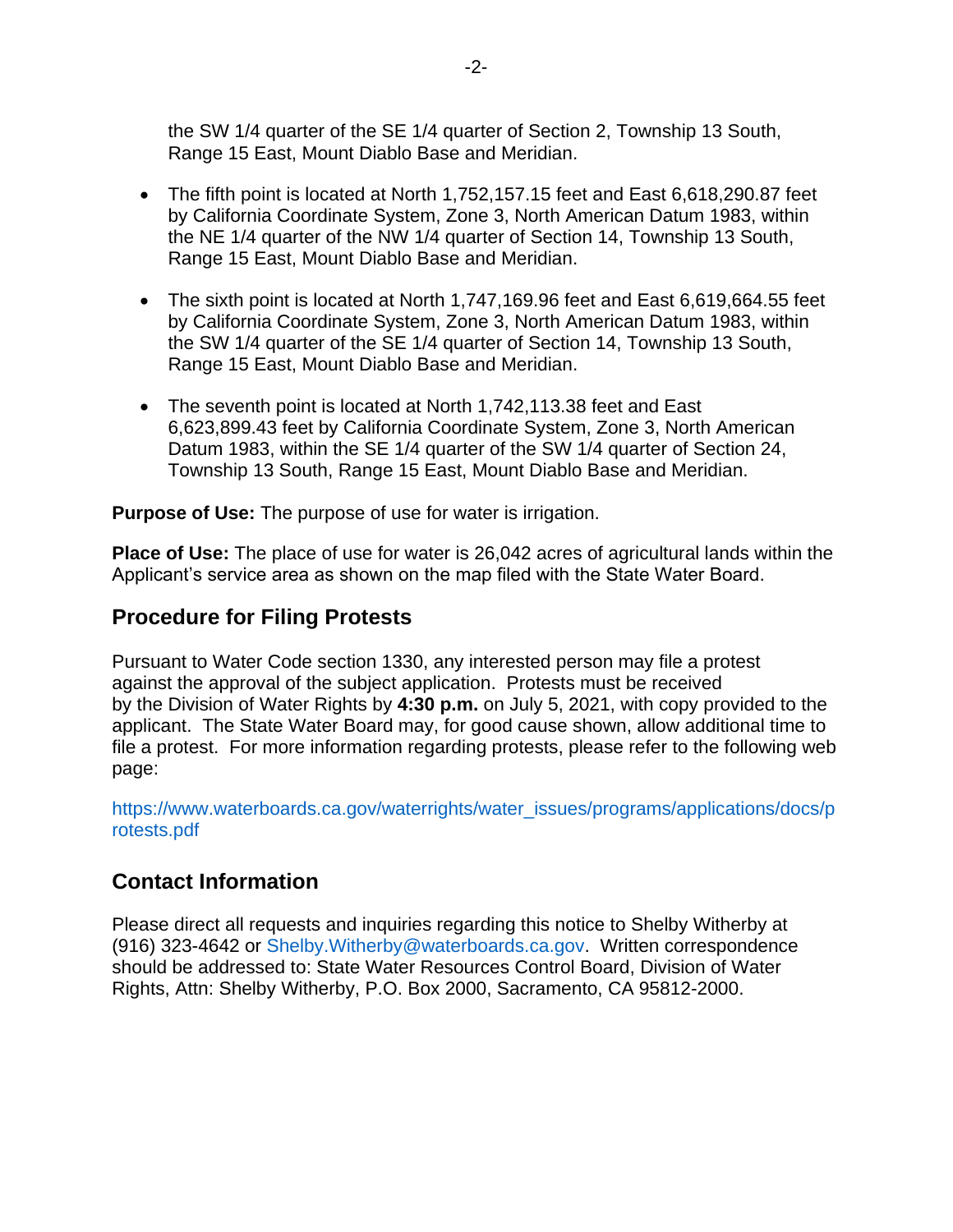the SW 1/4 quarter of the SE 1/4 quarter of Section 2, Township 13 South, Range 15 East, Mount Diablo Base and Meridian.

- The fifth point is located at North 1,752,157.15 feet and East 6,618,290.87 feet by California Coordinate System, Zone 3, North American Datum 1983, within the NE 1/4 quarter of the NW 1/4 quarter of Section 14, Township 13 South, Range 15 East, Mount Diablo Base and Meridian.

- The sixth point is located at North 1,747,169.96 feet and East 6,619,664.55 feet by California Coordinate System, Zone 3, North American Datum 1983, within the SW 1/4 quarter of the SE 1/4 quarter of Section 14, Township 13 South, Range 15 East, Mount Diablo Base and Meridian.

- The seventh point is located at North 1,742,113.38 feet and East 6,623,899.43 feet by California Coordinate System, Zone 3, North American Datum 1983, within the SE 1/4 quarter of the SW 1/4 quarter of Section 24, Township 13 South, Range 15 East, Mount Diablo Base and Meridian.

**Purpose of Use:** The purpose of use for water is irrigation.

**Place of Use:** The place of use for water is 26,042 acres of agricultural lands within the Applicant's service area as shown on the map filed with the State Water Board.

## Procedure for Filing Protests

Pursuant to Water Code section 1330, any interested person may file a protest against the approval of the subject application. Protests must be received by the Division of Water Rights by **4:30 p.m.** on July 5, 2021, with copy provided to the applicant. The State Water Board may, for good cause shown, allow additional time to file a protest. For more information regarding protests, please refer to the following web page:

https://www.waterboards.ca.gov/waterrights/water_issues/programs/applications/docs/protests.pdf

## Contact Information

Please direct all requests and inquiries regarding this notice to Shelby Witherby at (916) 323-4642 or Shelby.Witherby@waterboards.ca.gov. Written correspondence should be addressed to: State Water Resources Control Board, Division of Water Rights, Attn: Shelby Witherby, P.O. Box 2000, Sacramento, CA 95812-2000.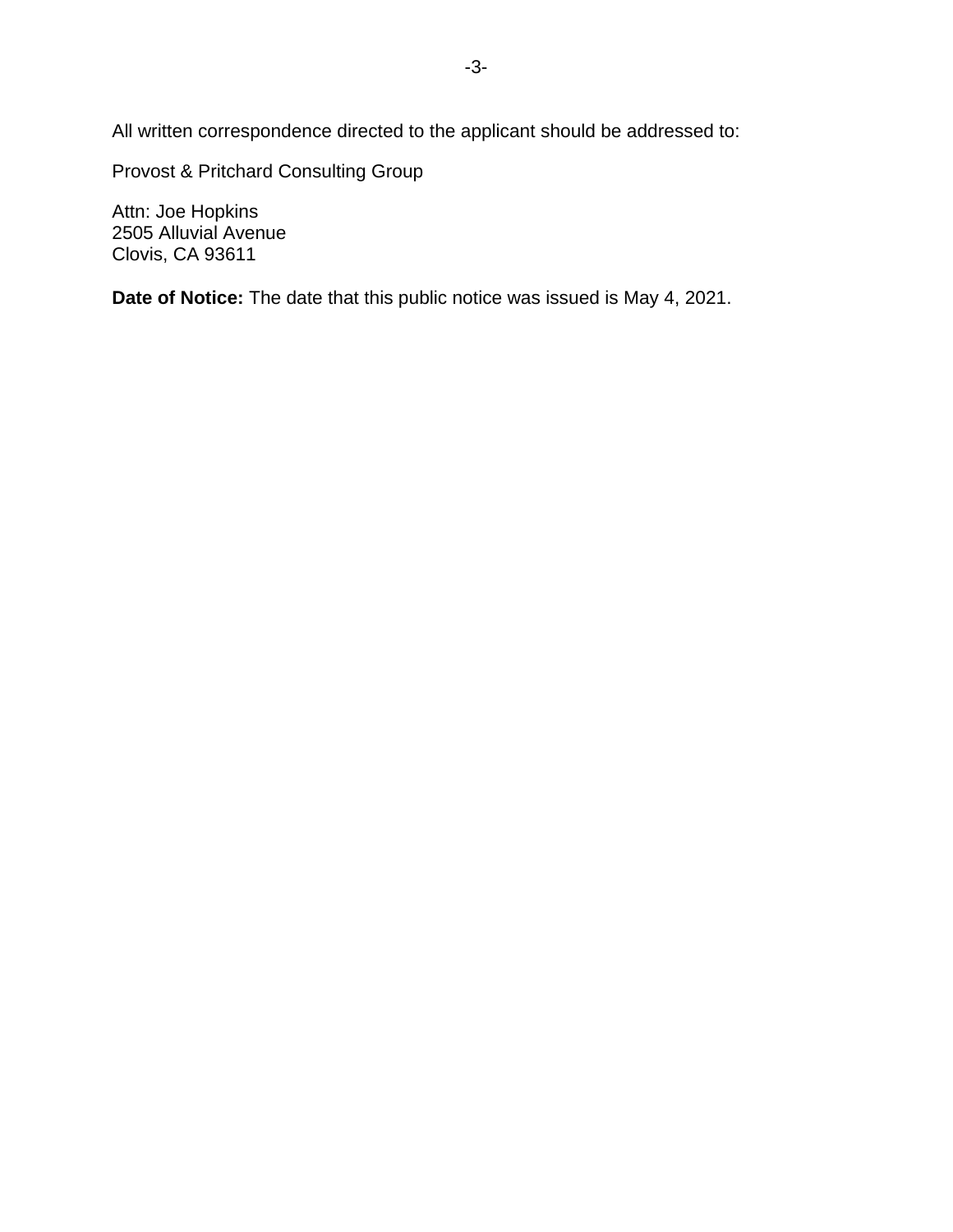All written correspondence directed to the applicant should be addressed to:

Provost & Pritchard Consulting Group

Attn: Joe Hopkins
2505 Alluvial Avenue
Clovis, CA 93611

**Date of Notice:** The date that this public notice was issued is May 4, 2021.